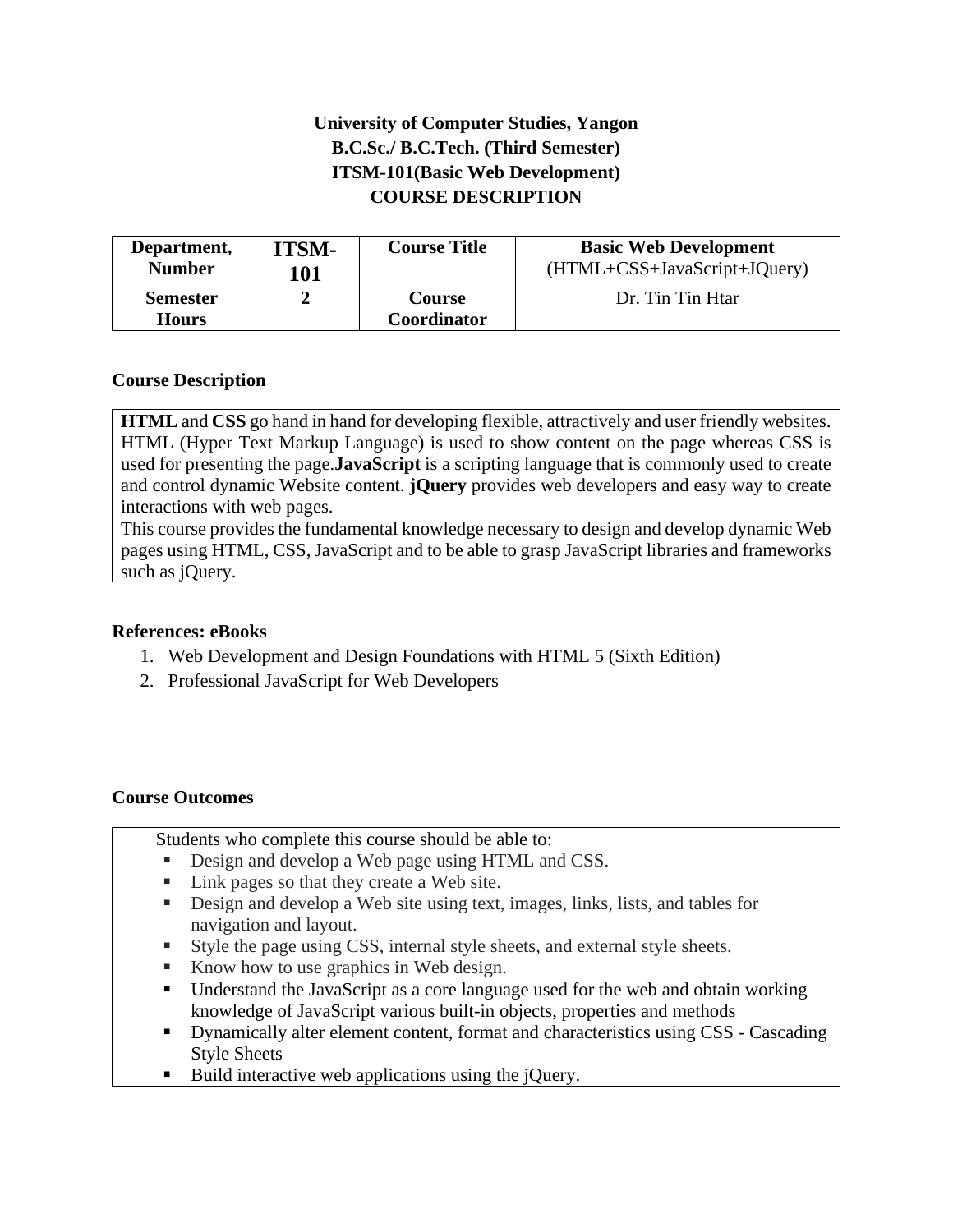# University of Computer Studies, Yangon
## B.C.Sc./ B.C.Tech. (Third Semester)
## ITSM-101(Basic Web Development)
## COURSE DESCRIPTION

| **Department, Number** | **ITSM-101** | **Course Title** | **Basic Web Development** (HTML+CSS+JavaScript+JQuery) |
|---|---|---|---|
| **Semester Hours** | **2** | **Course Coordinator** | Dr. Tin Tin Htar |

### Course Description

**HTML** and **CSS** go hand in hand for developing flexible, attractively and user friendly websites. HTML (Hyper Text Markup Language) is used to show content on the page whereas CSS is used for presenting the page.**JavaScript** is a scripting language that is commonly used to create and control dynamic Website content. **jQuery** provides web developers and easy way to create interactions with web pages.

This course provides the fundamental knowledge necessary to design and develop dynamic Web pages using HTML, CSS, JavaScript and to be able to grasp JavaScript libraries and frameworks such as jQuery.

### References: eBooks

1. Web Development and Design Foundations with HTML 5 (Sixth Edition)
2. Professional JavaScript for Web Developers

### Course Outcomes

Students who complete this course should be able to:

- Design and develop a Web page using HTML and CSS.
- Link pages so that they create a Web site.
- Design and develop a Web site using text, images, links, lists, and tables for navigation and layout.
- Style the page using CSS, internal style sheets, and external style sheets.
- Know how to use graphics in Web design.
- Understand the JavaScript as a core language used for the web and obtain working knowledge of JavaScript various built-in objects, properties and methods
- Dynamically alter element content, format and characteristics using CSS - Cascading Style Sheets
- Build interactive web applications using the jQuery.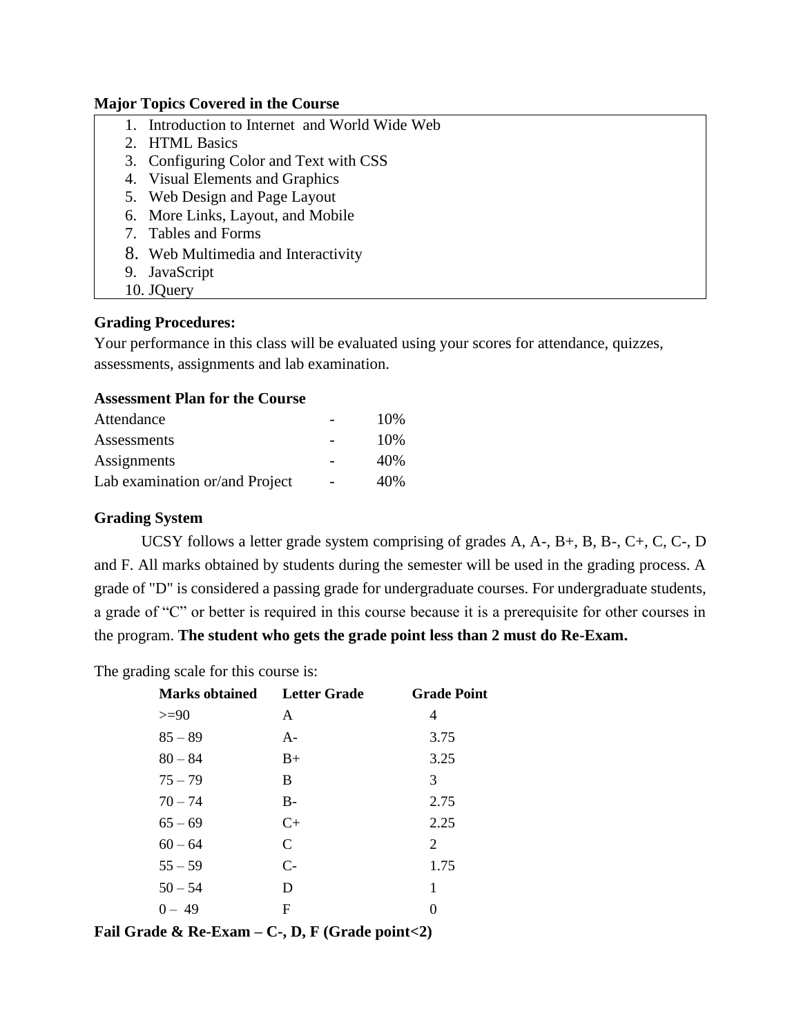**Major Topics Covered in the Course**

1. Introduction to Internet and World Wide Web
2. HTML Basics
3. Configuring Color and Text with CSS
4. Visual Elements and Graphics
5. Web Design and Page Layout
6. More Links, Layout, and Mobile
7. Tables and Forms
8. Web Multimedia and Interactivity
9. JavaScript
10. JQuery

**Grading Procedures:**

Your performance in this class will be evaluated using your scores for attendance, quizzes, assessments, assignments and lab examination.

**Assessment Plan for the Course**

| | | |
|---|---|---|
| Attendance | - | 10% |
| Assessments | - | 10% |
| Assignments | - | 40% |
| Lab examination or/and Project | - | 40% |

**Grading System**

UCSY follows a letter grade system comprising of grades A, A-, B+, B, B-, C+, C, C-, D and F. All marks obtained by students during the semester will be used in the grading process. A grade of "D" is considered a passing grade for undergraduate courses. For undergraduate students, a grade of "C" or better is required in this course because it is a prerequisite for other courses in the program. **The student who gets the grade point less than 2 must do Re-Exam.**

The grading scale for this course is:

| Marks obtained | Letter Grade | Grade Point |
|---|---|---|
| >=90 | A | 4 |
| 85 – 89 | A- | 3.75 |
| 80 – 84 | B+ | 3.25 |
| 75 – 79 | B | 3 |
| 70 – 74 | B- | 2.75 |
| 65 – 69 | C+ | 2.25 |
| 60 – 64 | C | 2 |
| 55 – 59 | C- | 1.75 |
| 50 – 54 | D | 1 |
| 0 – 49 | F | 0 |

**Fail Grade & Re-Exam – C-, D, F (Grade point<2)**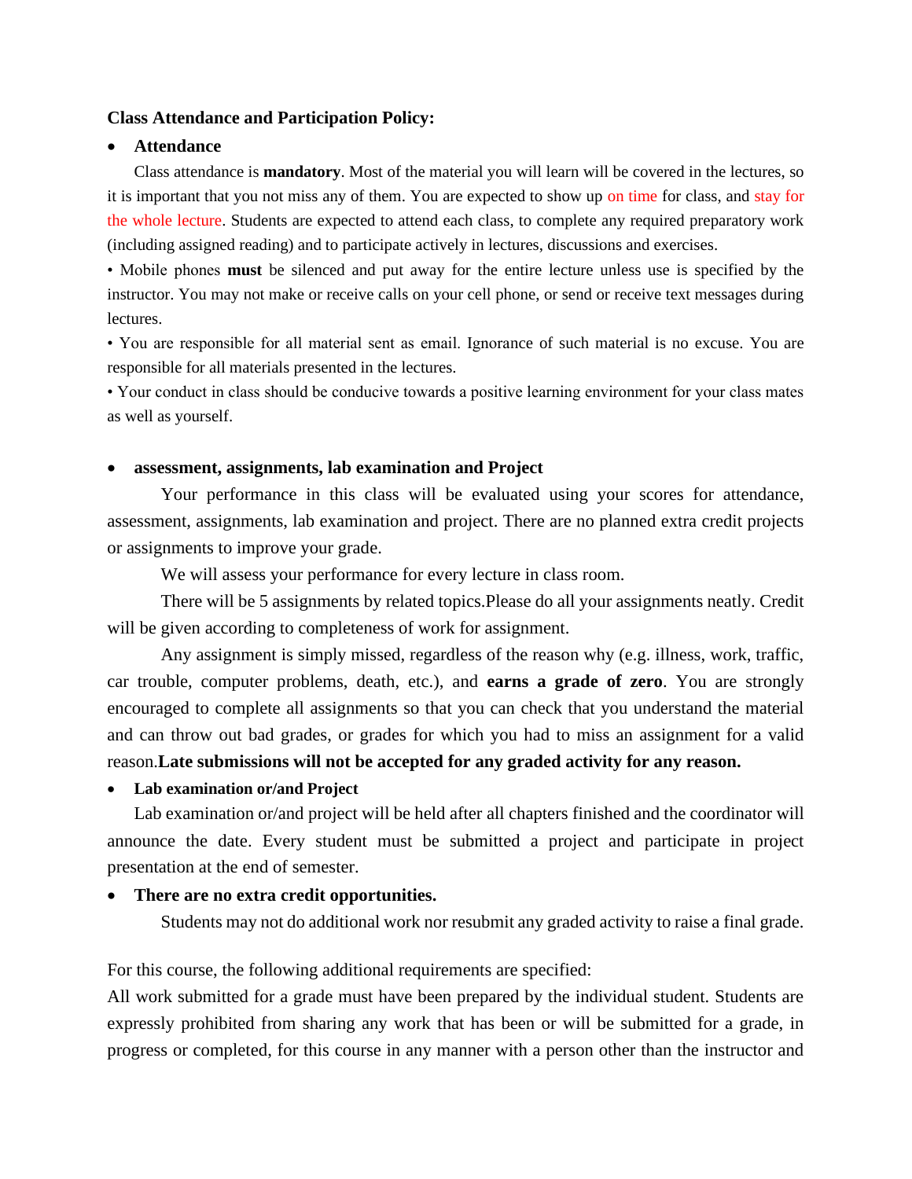**Class Attendance and Participation Policy:**

- **Attendance**

Class attendance is **mandatory**. Most of the material you will learn will be covered in the lectures, so it is important that you not miss any of them. You are expected to show up on time for class, and stay for the whole lecture. Students are expected to attend each class, to complete any required preparatory work (including assigned reading) and to participate actively in lectures, discussions and exercises.

• Mobile phones **must** be silenced and put away for the entire lecture unless use is specified by the instructor. You may not make or receive calls on your cell phone, or send or receive text messages during lectures.

• You are responsible for all material sent as email. Ignorance of such material is no excuse. You are responsible for all materials presented in the lectures.

• Your conduct in class should be conducive towards a positive learning environment for your class mates as well as yourself.

- **assessment, assignments, lab examination and Project**

Your performance in this class will be evaluated using your scores for attendance, assessment, assignments, lab examination and project. There are no planned extra credit projects or assignments to improve your grade.

We will assess your performance for every lecture in class room.

There will be 5 assignments by related topics.Please do all your assignments neatly. Credit will be given according to completeness of work for assignment.

Any assignment is simply missed, regardless of the reason why (e.g. illness, work, traffic, car trouble, computer problems, death, etc.), and **earns a grade of zero**. You are strongly encouraged to complete all assignments so that you can check that you understand the material and can throw out bad grades, or grades for which you had to miss an assignment for a valid reason.**Late submissions will not be accepted for any graded activity for any reason.**

- **Lab examination or/and Project**

Lab examination or/and project will be held after all chapters finished and the coordinator will announce the date. Every student must be submitted a project and participate in project presentation at the end of semester.

- **There are no extra credit opportunities.**

Students may not do additional work nor resubmit any graded activity to raise a final grade.

For this course, the following additional requirements are specified:

All work submitted for a grade must have been prepared by the individual student. Students are expressly prohibited from sharing any work that has been or will be submitted for a grade, in progress or completed, for this course in any manner with a person other than the instructor and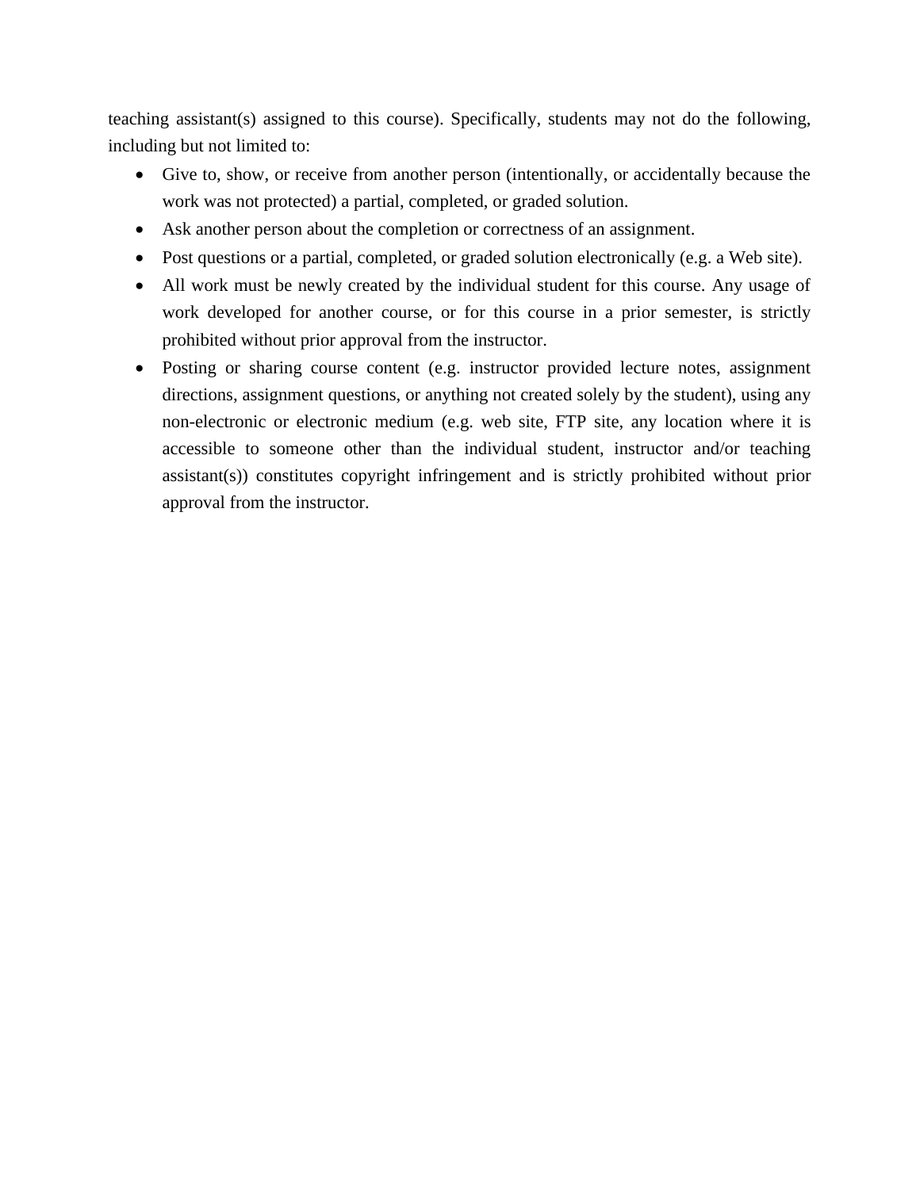teaching assistant(s) assigned to this course). Specifically, students may not do the following, including but not limited to:

- Give to, show, or receive from another person (intentionally, or accidentally because the work was not protected) a partial, completed, or graded solution.
- Ask another person about the completion or correctness of an assignment.
- Post questions or a partial, completed, or graded solution electronically (e.g. a Web site).
- All work must be newly created by the individual student for this course. Any usage of work developed for another course, or for this course in a prior semester, is strictly prohibited without prior approval from the instructor.
- Posting or sharing course content (e.g. instructor provided lecture notes, assignment directions, assignment questions, or anything not created solely by the student), using any non-electronic or electronic medium (e.g. web site, FTP site, any location where it is accessible to someone other than the individual student, instructor and/or teaching assistant(s)) constitutes copyright infringement and is strictly prohibited without prior approval from the instructor.